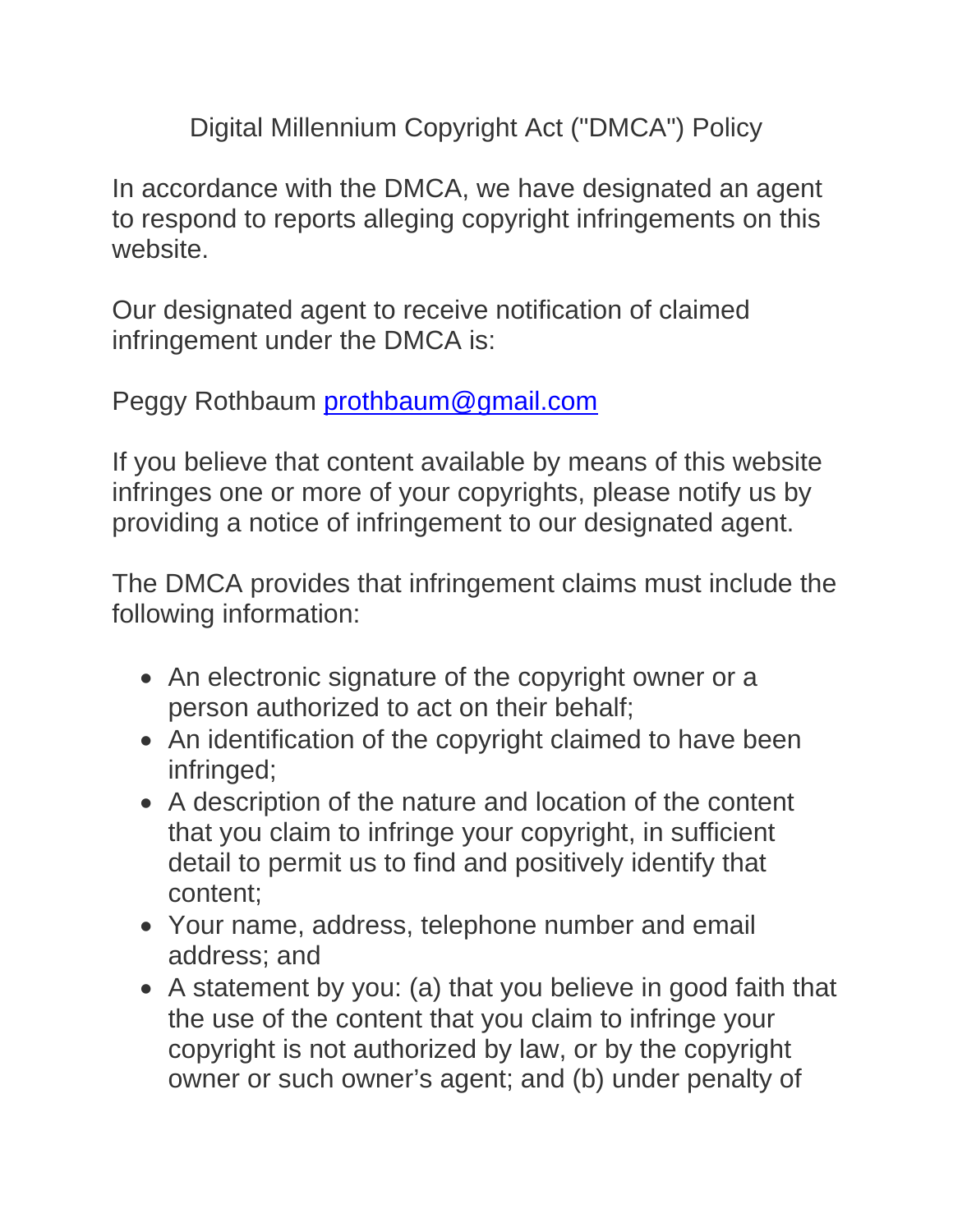# Digital Millennium Copyright Act ("DMCA") Policy

In accordance with the DMCA, we have designated an agent to respond to reports alleging copyright infringements on this website.

Our designated agent to receive notification of claimed infringement under the DMCA is:

Peggy Rothbaum [prothbaum@gmail.com](mailto:prothbaum@gmail.com)

If you believe that content available by means of this website infringes one or more of your copyrights, please notify us by providing a notice of infringement to our designated agent.

The DMCA provides that infringement claims must include the following information:

- An electronic signature of the copyright owner or a person authorized to act on their behalf;
- An identification of the copyright claimed to have been infringed;
- A description of the nature and location of the content that you claim to infringe your copyright, in sufficient detail to permit us to find and positively identify that content;
- Your name, address, telephone number and email address; and
- A statement by you: (a) that you believe in good faith that the use of the content that you claim to infringe your copyright is not authorized by law, or by the copyright owner or such owner's agent; and (b) under penalty of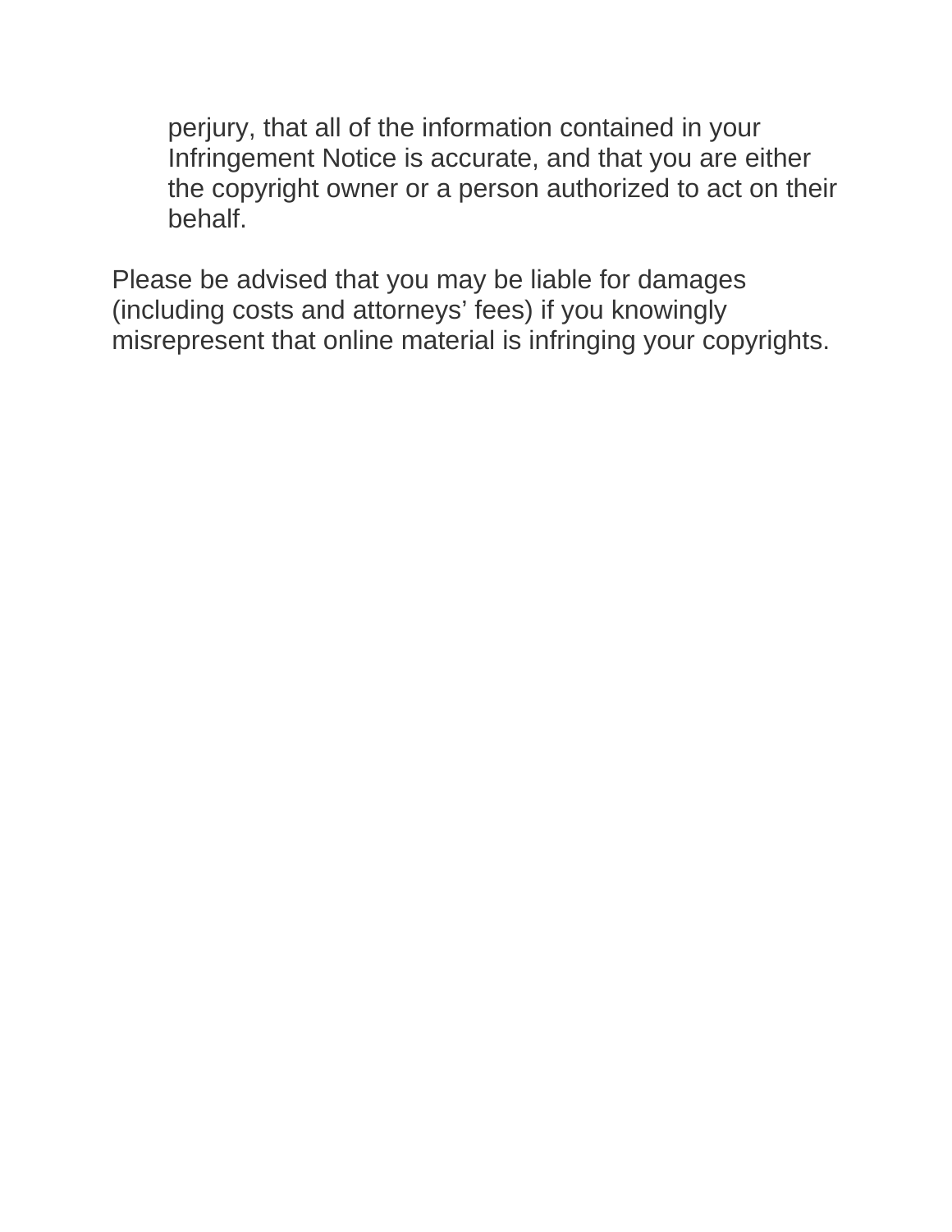perjury, that all of the information contained in your Infringement Notice is accurate, and that you are either the copyright owner or a person authorized to act on their behalf.

Please be advised that you may be liable for damages (including costs and attorneys' fees) if you knowingly misrepresent that online material is infringing your copyrights.